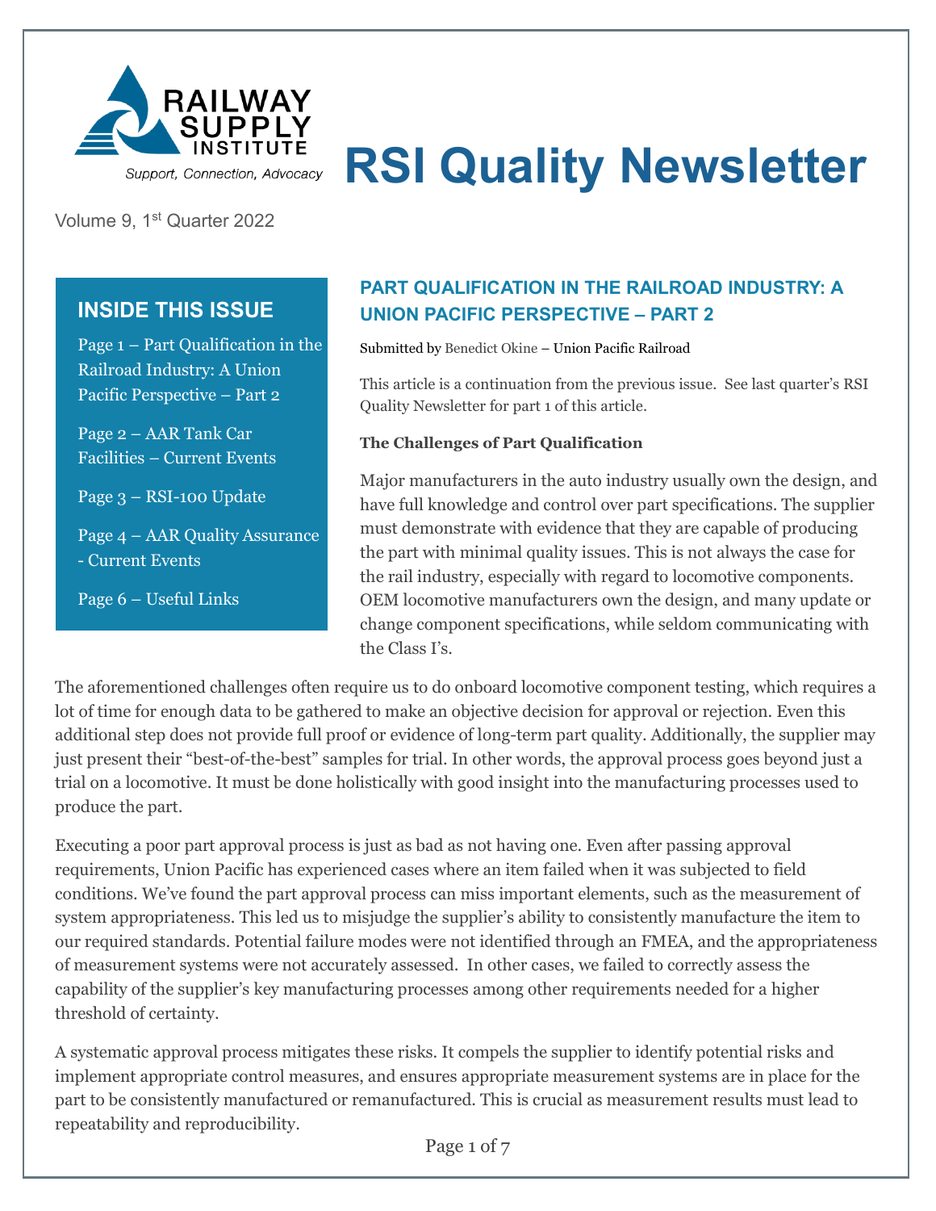# RSI Quality Newsletter

Railway Supply Institute — *Support, Connection, Advocacy*

Volume 9, 1st Quarter 2022

## INSIDE THIS ISSUE

Page 1 – Part Qualification in the Railroad Industry: A Union Pacific Perspective – Part 2

Page 2 – AAR Tank Car Facilities – Current Events

Page 3 – RSI-100 Update

Page 4 – AAR Quality Assurance - Current Events

Page 6 – Useful Links

## PART QUALIFICATION IN THE RAILROAD INDUSTRY: A UNION PACIFIC PERSPECTIVE – PART 2

Submitted by Benedict Okine – Union Pacific Railroad

This article is a continuation from the previous issue. See last quarter's RSI Quality Newsletter for part 1 of this article.

**The Challenges of Part Qualification**

Major manufacturers in the auto industry usually own the design, and have full knowledge and control over part specifications. The supplier must demonstrate with evidence that they are capable of producing the part with minimal quality issues. This is not always the case for the rail industry, especially with regard to locomotive components. OEM locomotive manufacturers own the design, and many update or change component specifications, while seldom communicating with the Class I's.

The aforementioned challenges often require us to do onboard locomotive component testing, which requires a lot of time for enough data to be gathered to make an objective decision for approval or rejection. Even this additional step does not provide full proof or evidence of long-term part quality. Additionally, the supplier may just present their "best-of-the-best" samples for trial. In other words, the approval process goes beyond just a trial on a locomotive. It must be done holistically with good insight into the manufacturing processes used to produce the part.

Executing a poor part approval process is just as bad as not having one. Even after passing approval requirements, Union Pacific has experienced cases where an item failed when it was subjected to field conditions. We've found the part approval process can miss important elements, such as the measurement of system appropriateness. This led us to misjudge the supplier's ability to consistently manufacture the item to our required standards. Potential failure modes were not identified through an FMEA, and the appropriateness of measurement systems were not accurately assessed. In other cases, we failed to correctly assess the capability of the supplier's key manufacturing processes among other requirements needed for a higher threshold of certainty.

A systematic approval process mitigates these risks. It compels the supplier to identify potential risks and implement appropriate control measures, and ensures appropriate measurement systems are in place for the part to be consistently manufactured or remanufactured. This is crucial as measurement results must lead to repeatability and reproducibility.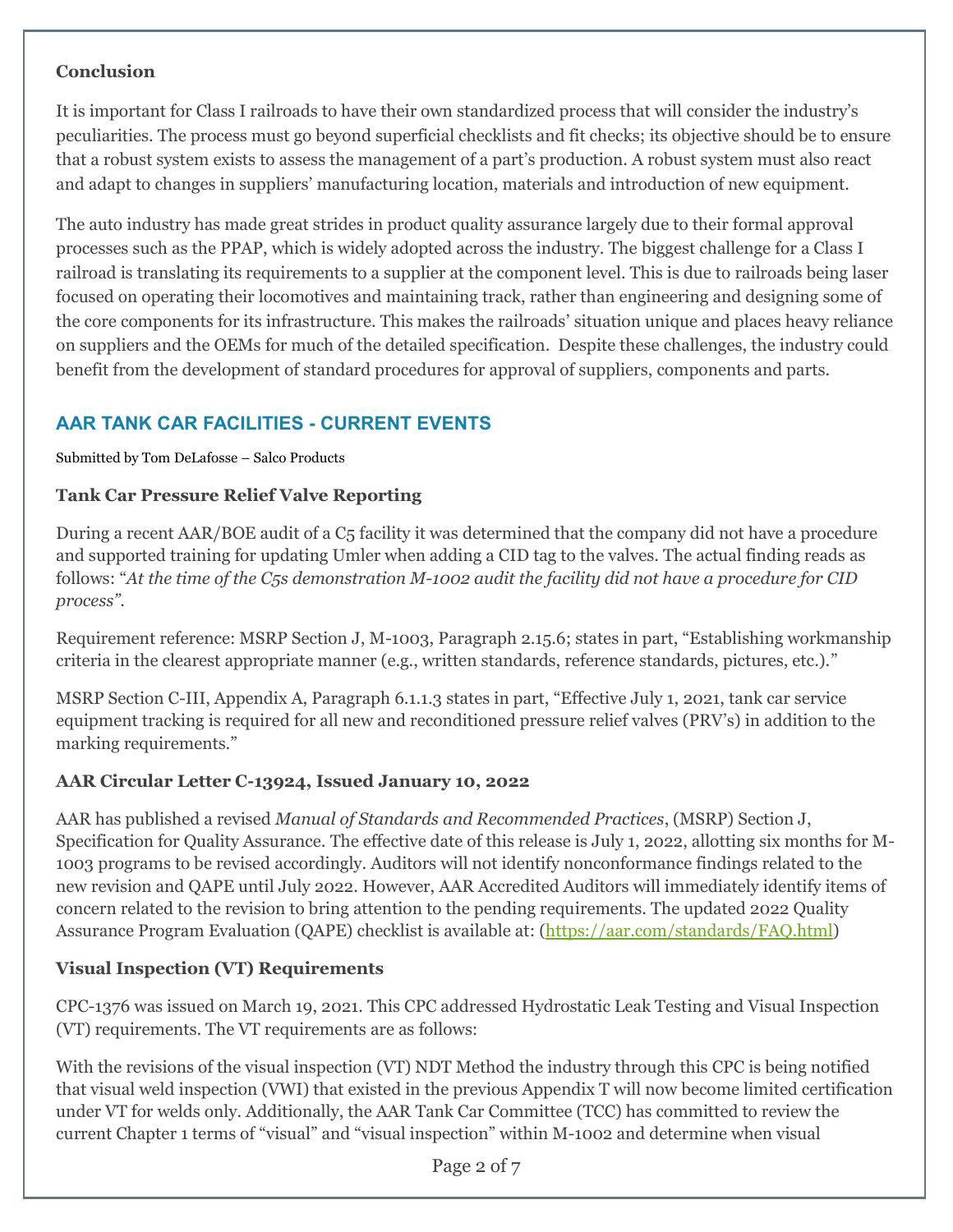**Conclusion**

It is important for Class I railroads to have their own standardized process that will consider the industry's peculiarities. The process must go beyond superficial checklists and fit checks; its objective should be to ensure that a robust system exists to assess the management of a part's production. A robust system must also react and adapt to changes in suppliers' manufacturing location, materials and introduction of new equipment.

The auto industry has made great strides in product quality assurance largely due to their formal approval processes such as the PPAP, which is widely adopted across the industry. The biggest challenge for a Class I railroad is translating its requirements to a supplier at the component level. This is due to railroads being laser focused on operating their locomotives and maintaining track, rather than engineering and designing some of the core components for its infrastructure. This makes the railroads' situation unique and places heavy reliance on suppliers and the OEMs for much of the detailed specification. Despite these challenges, the industry could benefit from the development of standard procedures for approval of suppliers, components and parts.

## AAR TANK CAR FACILITIES - CURRENT EVENTS

Submitted by Tom DeLafosse – Salco Products

### Tank Car Pressure Relief Valve Reporting

During a recent AAR/BOE audit of a C5 facility it was determined that the company did not have a procedure and supported training for updating Umler when adding a CID tag to the valves. The actual finding reads as follows: "*At the time of the C5s demonstration M-1002 audit the facility did not have a procedure for CID process"*.

Requirement reference: MSRP Section J, M-1003, Paragraph 2.15.6; states in part, "Establishing workmanship criteria in the clearest appropriate manner (e.g., written standards, reference standards, pictures, etc.)."

MSRP Section C-III, Appendix A, Paragraph 6.1.1.3 states in part, "Effective July 1, 2021, tank car service equipment tracking is required for all new and reconditioned pressure relief valves (PRV's) in addition to the marking requirements."

### AAR Circular Letter C-13924, Issued January 10, 2022

AAR has published a revised *Manual of Standards and Recommended Practices*, (MSRP) Section J, Specification for Quality Assurance. The effective date of this release is July 1, 2022, allotting six months for M-1003 programs to be revised accordingly. Auditors will not identify nonconformance findings related to the new revision and QAPE until July 2022. However, AAR Accredited Auditors will immediately identify items of concern related to the revision to bring attention to the pending requirements. The updated 2022 Quality Assurance Program Evaluation (QAPE) checklist is available at: (https://aar.com/standards/FAQ.html)

### Visual Inspection (VT) Requirements

CPC-1376 was issued on March 19, 2021. This CPC addressed Hydrostatic Leak Testing and Visual Inspection (VT) requirements. The VT requirements are as follows:

With the revisions of the visual inspection (VT) NDT Method the industry through this CPC is being notified that visual weld inspection (VWI) that existed in the previous Appendix T will now become limited certification under VT for welds only. Additionally, the AAR Tank Car Committee (TCC) has committed to review the current Chapter 1 terms of "visual" and "visual inspection" within M-1002 and determine when visual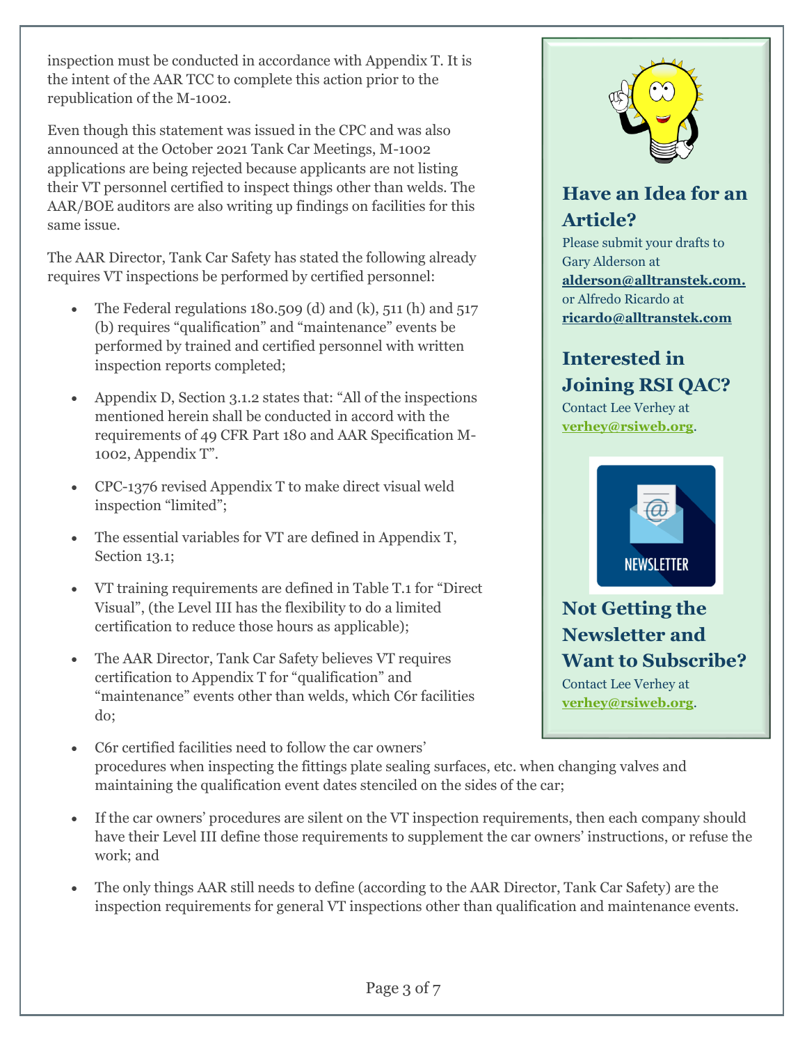inspection must be conducted in accordance with Appendix T. It is the intent of the AAR TCC to complete this action prior to the republication of the M-1002.

Even though this statement was issued in the CPC and was also announced at the October 2021 Tank Car Meetings, M-1002 applications are being rejected because applicants are not listing their VT personnel certified to inspect things other than welds. The AAR/BOE auditors are also writing up findings on facilities for this same issue.

The AAR Director, Tank Car Safety has stated the following already requires VT inspections be performed by certified personnel:

- The Federal regulations 180.509 (d) and (k), 511 (h) and 517 (b) requires "qualification" and "maintenance" events be performed by trained and certified personnel with written inspection reports completed;
- Appendix D, Section 3.1.2 states that: "All of the inspections mentioned herein shall be conducted in accord with the requirements of 49 CFR Part 180 and AAR Specification M-1002, Appendix T".
- CPC-1376 revised Appendix T to make direct visual weld inspection "limited";
- The essential variables for VT are defined in Appendix T, Section 13.1;
- VT training requirements are defined in Table T.1 for "Direct Visual", (the Level III has the flexibility to do a limited certification to reduce those hours as applicable);
- The AAR Director, Tank Car Safety believes VT requires certification to Appendix T for "qualification" and "maintenance" events other than welds, which C6r facilities do;
- C6r certified facilities need to follow the car owners' procedures when inspecting the fittings plate sealing surfaces, etc. when changing valves and maintaining the qualification event dates stenciled on the sides of the car;
- If the car owners' procedures are silent on the VT inspection requirements, then each company should have their Level III define those requirements to supplement the car owners' instructions, or refuse the work; and
- The only things AAR still needs to define (according to the AAR Director, Tank Car Safety) are the inspection requirements for general VT inspections other than qualification and maintenance events.

## Have an Idea for an Article?

Please submit your drafts to Gary Alderson at **alderson@alltranstek.com.** or Alfredo Ricardo at **ricardo@alltranstek.com**

## Interested in Joining RSI QAC?

Contact Lee Verhey at **verhey@rsiweb.org**.

## Not Getting the Newsletter and Want to Subscribe?

Contact Lee Verhey at **verhey@rsiweb.org**.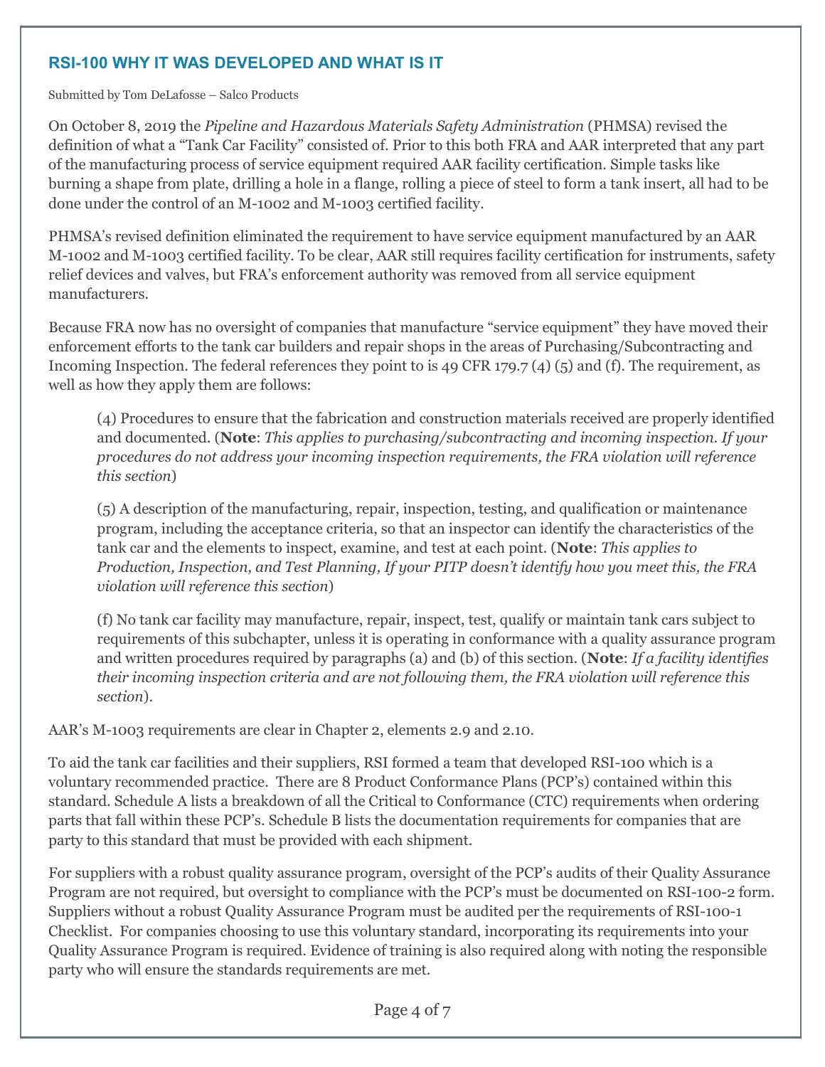## RSI-100 WHY IT WAS DEVELOPED AND WHAT IS IT

Submitted by Tom DeLafosse – Salco Products

On October 8, 2019 the *Pipeline and Hazardous Materials Safety Administration* (PHMSA) revised the definition of what a "Tank Car Facility" consisted of. Prior to this both FRA and AAR interpreted that any part of the manufacturing process of service equipment required AAR facility certification. Simple tasks like burning a shape from plate, drilling a hole in a flange, rolling a piece of steel to form a tank insert, all had to be done under the control of an M-1002 and M-1003 certified facility.

PHMSA's revised definition eliminated the requirement to have service equipment manufactured by an AAR M-1002 and M-1003 certified facility. To be clear, AAR still requires facility certification for instruments, safety relief devices and valves, but FRA's enforcement authority was removed from all service equipment manufacturers.

Because FRA now has no oversight of companies that manufacture "service equipment" they have moved their enforcement efforts to the tank car builders and repair shops in the areas of Purchasing/Subcontracting and Incoming Inspection. The federal references they point to is 49 CFR 179.7 (4) (5) and (f). The requirement, as well as how they apply them are follows:

> (4) Procedures to ensure that the fabrication and construction materials received are properly identified and documented. (**Note**: *This applies to purchasing/subcontracting and incoming inspection. If your procedures do not address your incoming inspection requirements, the FRA violation will reference this section*)
>
> (5) A description of the manufacturing, repair, inspection, testing, and qualification or maintenance program, including the acceptance criteria, so that an inspector can identify the characteristics of the tank car and the elements to inspect, examine, and test at each point. (**Note**: *This applies to Production, Inspection, and Test Planning, If your PITP doesn't identify how you meet this, the FRA violation will reference this section*)
>
> (f) No tank car facility may manufacture, repair, inspect, test, qualify or maintain tank cars subject to requirements of this subchapter, unless it is operating in conformance with a quality assurance program and written procedures required by paragraphs (a) and (b) of this section. (**Note**: *If a facility identifies their incoming inspection criteria and are not following them, the FRA violation will reference this section*).

AAR's M-1003 requirements are clear in Chapter 2, elements 2.9 and 2.10.

To aid the tank car facilities and their suppliers, RSI formed a team that developed RSI-100 which is a voluntary recommended practice. There are 8 Product Conformance Plans (PCP's) contained within this standard. Schedule A lists a breakdown of all the Critical to Conformance (CTC) requirements when ordering parts that fall within these PCP's. Schedule B lists the documentation requirements for companies that are party to this standard that must be provided with each shipment.

For suppliers with a robust quality assurance program, oversight of the PCP's audits of their Quality Assurance Program are not required, but oversight to compliance with the PCP's must be documented on RSI-100-2 form. Suppliers without a robust Quality Assurance Program must be audited per the requirements of RSI-100-1 Checklist. For companies choosing to use this voluntary standard, incorporating its requirements into your Quality Assurance Program is required. Evidence of training is also required along with noting the responsible party who will ensure the standards requirements are met.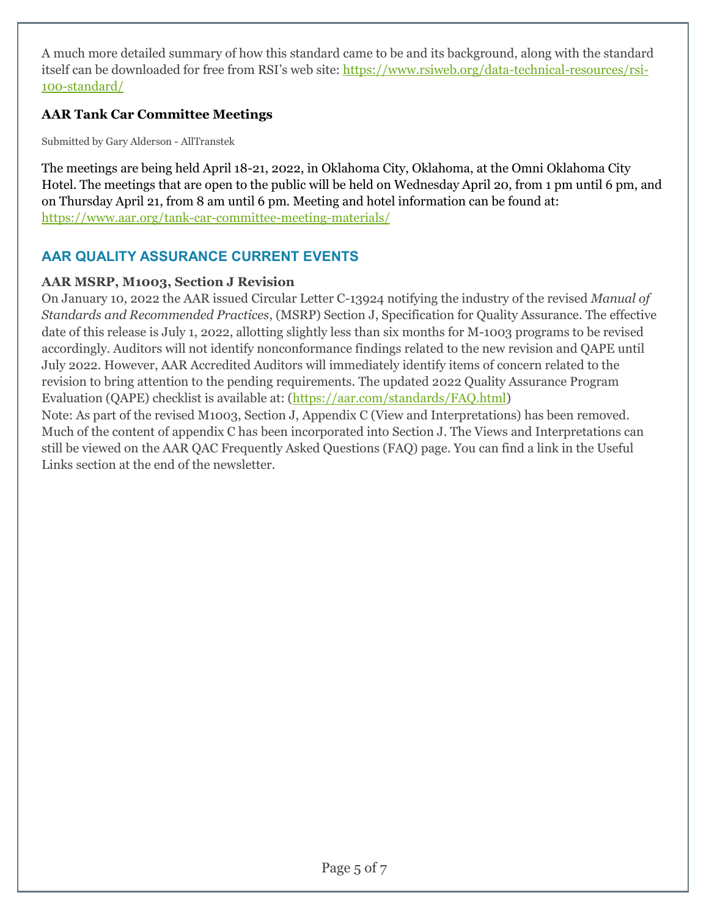A much more detailed summary of how this standard came to be and its background, along with the standard itself can be downloaded for free from RSI's web site: https://www.rsiweb.org/data-technical-resources/rsi-100-standard/

### AAR Tank Car Committee Meetings

Submitted by Gary Alderson - AllTranstek

The meetings are being held April 18-21, 2022, in Oklahoma City, Oklahoma, at the Omni Oklahoma City Hotel. The meetings that are open to the public will be held on Wednesday April 20, from 1 pm until 6 pm, and on Thursday April 21, from 8 am until 6 pm. Meeting and hotel information can be found at: https://www.aar.org/tank-car-committee-meeting-materials/

## AAR QUALITY ASSURANCE CURRENT EVENTS

### AAR MSRP, M1003, Section J Revision

On January 10, 2022 the AAR issued Circular Letter C-13924 notifying the industry of the revised *Manual of Standards and Recommended Practices*, (MSRP) Section J, Specification for Quality Assurance. The effective date of this release is July 1, 2022, allotting slightly less than six months for M-1003 programs to be revised accordingly. Auditors will not identify nonconformance findings related to the new revision and QAPE until July 2022. However, AAR Accredited Auditors will immediately identify items of concern related to the revision to bring attention to the pending requirements. The updated 2022 Quality Assurance Program Evaluation (QAPE) checklist is available at: (https://aar.com/standards/FAQ.html)

Note: As part of the revised M1003, Section J, Appendix C (View and Interpretations) has been removed. Much of the content of appendix C has been incorporated into Section J. The Views and Interpretations can still be viewed on the AAR QAC Frequently Asked Questions (FAQ) page. You can find a link in the Useful Links section at the end of the newsletter.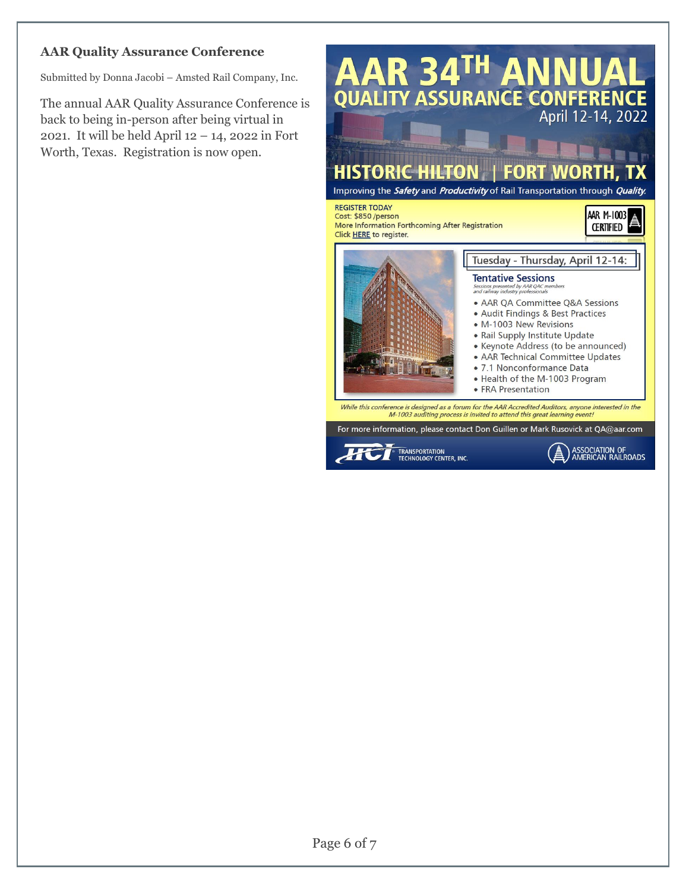### AAR Quality Assurance Conference

Submitted by Donna Jacobi – Amsted Rail Company, Inc.

The annual AAR Quality Assurance Conference is back to being in-person after being virtual in 2021. It will be held April 12 – 14, 2022 in Fort Worth, Texas. Registration is now open.

# AAR 34TH ANNUAL QUALITY ASSURANCE CONFERENCE

April 12-14, 2022

## HISTORIC HILTON | FORT WORTH, TX

Improving the ***Safety*** and ***Productivity*** of Rail Transportation through ***Quality.***

REGISTER TODAY
Cost: $850 /person
More Information Forthcoming After Registration
Click HERE to register.

AAR M-1003 CERTIFIED

Tuesday - Thursday, April 12-14:

**Tentative Sessions**

*Sessions presented by AAR QAC members and railway industry professionals*

- AAR QA Committee Q&A Sessions
- Audit Findings & Best Practices
- M-1003 New Revisions
- Rail Supply Institute Update
- Keynote Address (to be announced)
- AAR Technical Committee Updates
- 7.1 Nonconformance Data
- Health of the M-1003 Program
- FRA Presentation

*While this conference is designed as a forum for the AAR Accredited Auditors, anyone interested in the M-1003 auditing process is invited to attend this great learning event!*

For more information, please contact Don Guillen or Mark Rusovick at QA@aar.com

TTCI TRANSPORTATION TECHNOLOGY CENTER, INC. | ASSOCIATION OF AMERICAN RAILROADS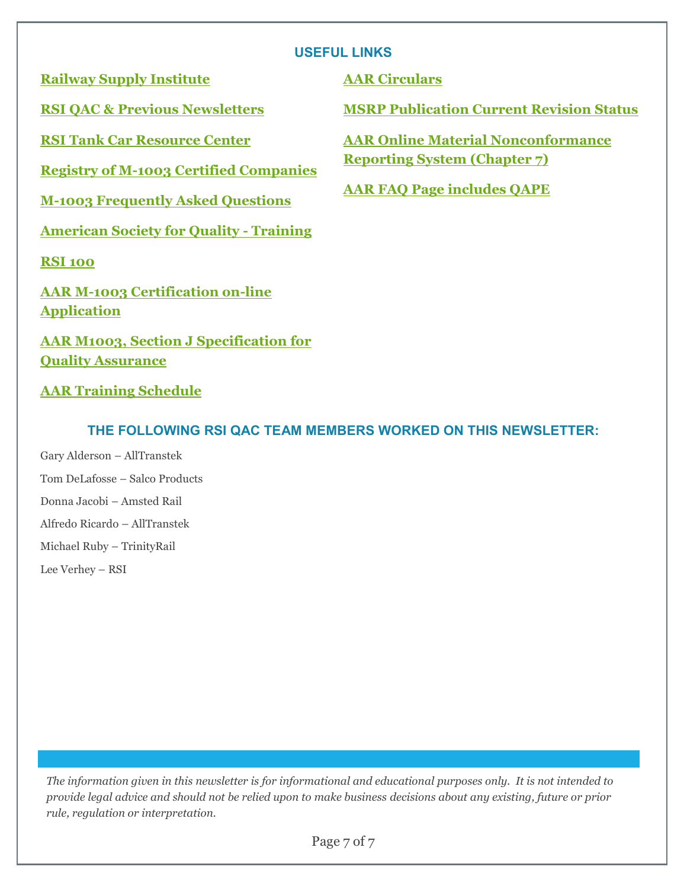## USEFUL LINKS

**Railway Supply Institute**

**RSI QAC & Previous Newsletters**

**RSI Tank Car Resource Center**

**Registry of M-1003 Certified Companies**

**M-1003 Frequently Asked Questions**

**American Society for Quality - Training**

**RSI 100**

**AAR M-1003 Certification on-line Application**

**AAR M1003, Section J Specification for Quality Assurance**

**AAR Training Schedule**

**AAR Circulars**

**MSRP Publication Current Revision Status**

**AAR Online Material Nonconformance Reporting System (Chapter 7)**

**AAR FAQ Page includes QAPE**

## THE FOLLOWING RSI QAC TEAM MEMBERS WORKED ON THIS NEWSLETTER:

Gary Alderson – AllTranstek

Tom DeLafosse – Salco Products

Donna Jacobi – Amsted Rail

Alfredo Ricardo – AllTranstek

Michael Ruby – TrinityRail

Lee Verhey – RSI

*The information given in this newsletter is for informational and educational purposes only. It is not intended to provide legal advice and should not be relied upon to make business decisions about any existing, future or prior rule, regulation or interpretation.*